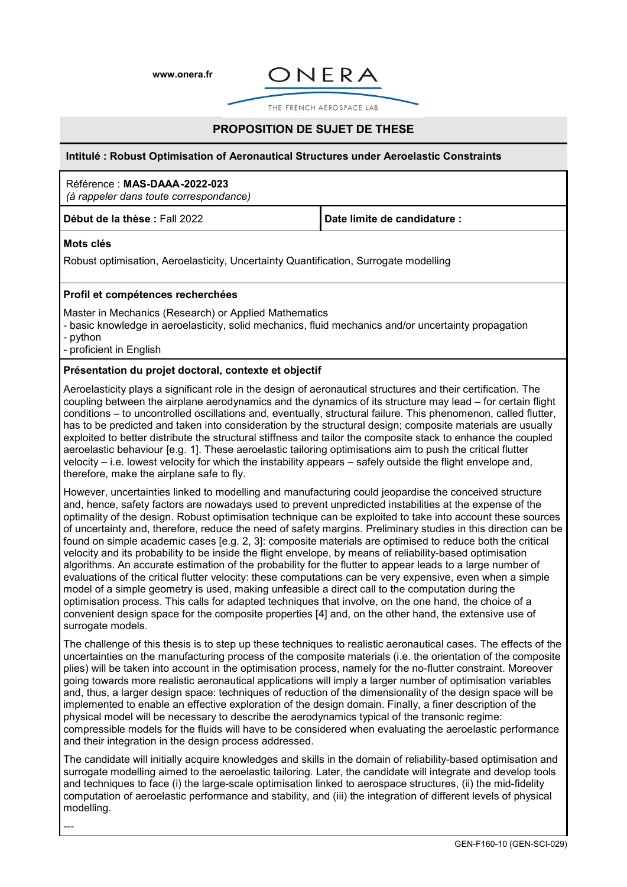www.onera.fr

ONERA

THE FRENCH AEROSPACE LAB

# PROPOSITION DE SUJET DE THESE

**Intitulé : Robust Optimisation of Aeronautical Structures under Aeroelastic Constraints**

Référence : **MAS-DAAA-2022-023**
*(à rappeler dans toute correspondance)*

| **Début de la thèse :** Fall 2022 | **Date limite de candidature :** |
|---|---|

**Mots clés**

Robust optimisation, Aeroelasticity, Uncertainty Quantification, Surrogate modelling

**Profil et compétences recherchées**

Master in Mechanics (Research) or Applied Mathematics
- basic knowledge in aeroelasticity, solid mechanics, fluid mechanics and/or uncertainty propagation
- python
- proficient in English

**Présentation du projet doctoral, contexte et objectif**

Aeroelasticity plays a significant role in the design of aeronautical structures and their certification. The coupling between the airplane aerodynamics and the dynamics of its structure may lead – for certain flight conditions – to uncontrolled oscillations and, eventually, structural failure. This phenomenon, called flutter, has to be predicted and taken into consideration by the structural design; composite materials are usually exploited to better distribute the structural stiffness and tailor the composite stack to enhance the coupled aeroelastic behaviour [e.g. 1]. These aeroelastic tailoring optimisations aim to push the critical flutter velocity – i.e. lowest velocity for which the instability appears – safely outside the flight envelope and, therefore, make the airplane safe to fly.

However, uncertainties linked to modelling and manufacturing could jeopardise the conceived structure and, hence, safety factors are nowadays used to prevent unpredicted instabilities at the expense of the optimality of the design. Robust optimisation technique can be exploited to take into account these sources of uncertainty and, therefore, reduce the need of safety margins. Preliminary studies in this direction can be found on simple academic cases [e.g. 2, 3]: composite materials are optimised to reduce both the critical velocity and its probability to be inside the flight envelope, by means of reliability-based optimisation algorithms. An accurate estimation of the probability for the flutter to appear leads to a large number of evaluations of the critical flutter velocity: these computations can be very expensive, even when a simple model of a simple geometry is used, making unfeasible a direct call to the computation during the optimisation process. This calls for adapted techniques that involve, on the one hand, the choice of a convenient design space for the composite properties [4] and, on the other hand, the extensive use of surrogate models.

The challenge of this thesis is to step up these techniques to realistic aeronautical cases. The effects of the uncertainties on the manufacturing process of the composite materials (i.e. the orientation of the composite plies) will be taken into account in the optimisation process, namely for the no-flutter constraint. Moreover going towards more realistic aeronautical applications will imply a larger number of optimisation variables and, thus, a larger design space: techniques of reduction of the dimensionality of the design space will be implemented to enable an effective exploration of the design domain. Finally, a finer description of the physical model will be necessary to describe the aerodynamics typical of the transonic regime: compressible models for the fluids will have to be considered when evaluating the aeroelastic performance and their integration in the design process addressed.

The candidate will initially acquire knowledges and skills in the domain of reliability-based optimisation and surrogate modelling aimed to the aeroelastic tailoring. Later, the candidate will integrate and develop tools and techniques to face (i) the large-scale optimisation linked to aerospace structures, (ii) the mid-fidelity computation of aeroelastic performance and stability, and (iii) the integration of different levels of physical modelling.

---

GEN-F160-10 (GEN-SCI-029)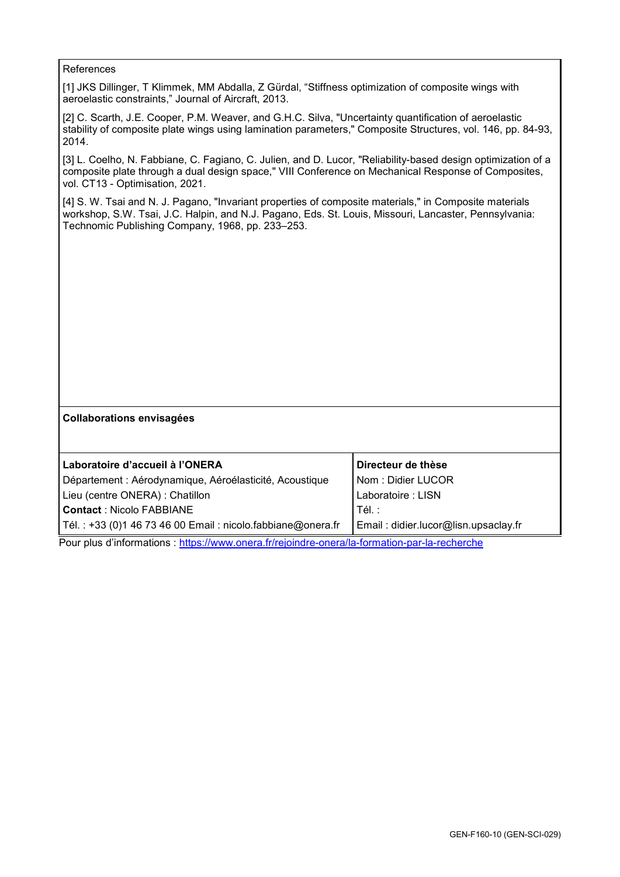References

[1] JKS Dillinger, T Klimmek, MM Abdalla, Z Gürdal, "Stiffness optimization of composite wings with aeroelastic constraints," Journal of Aircraft, 2013.

[2] C. Scarth, J.E. Cooper, P.M. Weaver, and G.H.C. Silva, "Uncertainty quantification of aeroelastic stability of composite plate wings using lamination parameters," Composite Structures, vol. 146, pp. 84-93, 2014.

[3] L. Coelho, N. Fabbiane, C. Fagiano, C. Julien, and D. Lucor, "Reliability-based design optimization of a composite plate through a dual design space," VIII Conference on Mechanical Response of Composites, vol. CT13 - Optimisation, 2021.

[4] S. W. Tsai and N. J. Pagano, "Invariant properties of composite materials," in Composite materials workshop, S.W. Tsai, J.C. Halpin, and N.J. Pagano, Eds. St. Louis, Missouri, Lancaster, Pennsylvania: Technomic Publishing Company, 1968, pp. 233–253.

**Collaborations envisagées**

| **Laboratoire d'accueil à l'ONERA** | **Directeur de thèse** |
|---|---|
| Département : Aérodynamique, Aéroélasticité, Acoustique | Nom : Didier LUCOR |
| Lieu (centre ONERA) : Chatillon | Laboratoire : LISN |
| **Contact** : Nicolo FABBIANE | Tél. : |
| Tél. : +33 (0)1 46 73 46 00 Email : nicolo.fabbiane@onera.fr | Email : didier.lucor@lisn.upsaclay.fr |

Pour plus d'informations : https://www.onera.fr/rejoindre-onera/la-formation-par-la-recherche